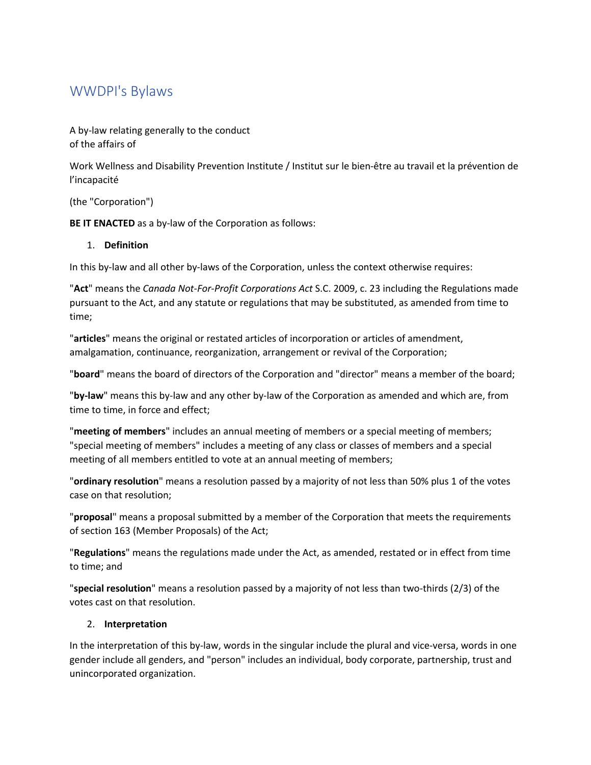# WWDPI's Bylaws

A by-law relating generally to the conduct
of the affairs of

Work Wellness and Disability Prevention Institute / Institut sur le bien-être au travail et la prévention de l'incapacité

(the "Corporation")

**BE IT ENACTED** as a by-law of the Corporation as follows:

1. **Definition**

In this by-law and all other by-laws of the Corporation, unless the context otherwise requires:

"**Act**" means the *Canada Not-For-Profit Corporations Act* S.C. 2009, c. 23 including the Regulations made pursuant to the Act, and any statute or regulations that may be substituted, as amended from time to time;

"**articles**" means the original or restated articles of incorporation or articles of amendment, amalgamation, continuance, reorganization, arrangement or revival of the Corporation;

"**board**" means the board of directors of the Corporation and "director" means a member of the board;

"**by-law**" means this by-law and any other by-law of the Corporation as amended and which are, from time to time, in force and effect;

"**meeting of members**" includes an annual meeting of members or a special meeting of members; "special meeting of members" includes a meeting of any class or classes of members and a special meeting of all members entitled to vote at an annual meeting of members;

"**ordinary resolution**" means a resolution passed by a majority of not less than 50% plus 1 of the votes case on that resolution;

"**proposal**" means a proposal submitted by a member of the Corporation that meets the requirements of section 163 (Member Proposals) of the Act;

"**Regulations**" means the regulations made under the Act, as amended, restated or in effect from time to time; and

"**special resolution**" means a resolution passed by a majority of not less than two-thirds (2/3) of the votes cast on that resolution.

2. **Interpretation**

In the interpretation of this by-law, words in the singular include the plural and vice-versa, words in one gender include all genders, and "person" includes an individual, body corporate, partnership, trust and unincorporated organization.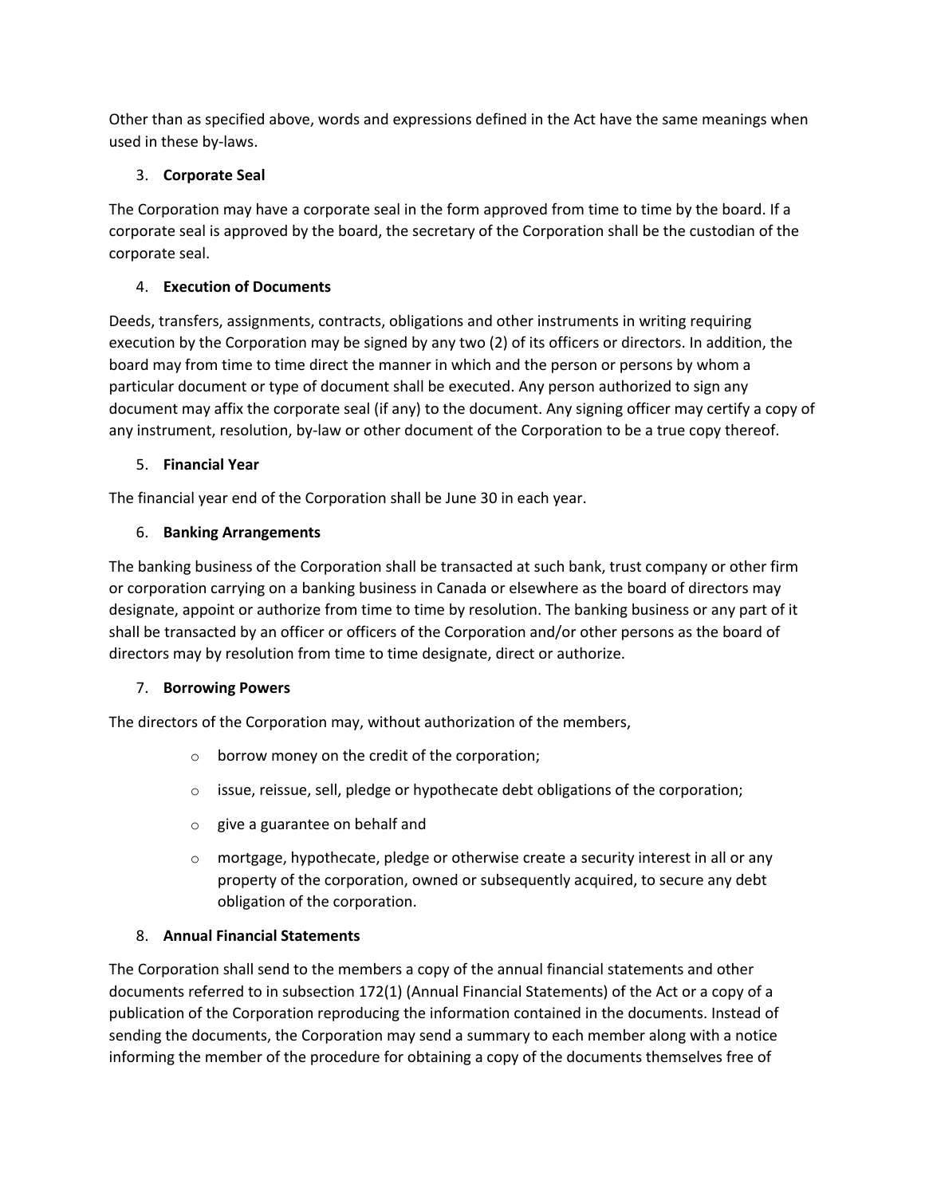Other than as specified above, words and expressions defined in the Act have the same meanings when used in these by-laws.

3. **Corporate Seal**

The Corporation may have a corporate seal in the form approved from time to time by the board. If a corporate seal is approved by the board, the secretary of the Corporation shall be the custodian of the corporate seal.

4. **Execution of Documents**

Deeds, transfers, assignments, contracts, obligations and other instruments in writing requiring execution by the Corporation may be signed by any two (2) of its officers or directors. In addition, the board may from time to time direct the manner in which and the person or persons by whom a particular document or type of document shall be executed. Any person authorized to sign any document may affix the corporate seal (if any) to the document. Any signing officer may certify a copy of any instrument, resolution, by-law or other document of the Corporation to be a true copy thereof.

5. **Financial Year**

The financial year end of the Corporation shall be June 30 in each year.

6. **Banking Arrangements**

The banking business of the Corporation shall be transacted at such bank, trust company or other firm or corporation carrying on a banking business in Canada or elsewhere as the board of directors may designate, appoint or authorize from time to time by resolution. The banking business or any part of it shall be transacted by an officer or officers of the Corporation and/or other persons as the board of directors may by resolution from time to time designate, direct or authorize.

7. **Borrowing Powers**

The directors of the Corporation may, without authorization of the members,

- borrow money on the credit of the corporation;
- issue, reissue, sell, pledge or hypothecate debt obligations of the corporation;
- give a guarantee on behalf and
- mortgage, hypothecate, pledge or otherwise create a security interest in all or any property of the corporation, owned or subsequently acquired, to secure any debt obligation of the corporation.

8. **Annual Financial Statements**

The Corporation shall send to the members a copy of the annual financial statements and other documents referred to in subsection 172(1) (Annual Financial Statements) of the Act or a copy of a publication of the Corporation reproducing the information contained in the documents. Instead of sending the documents, the Corporation may send a summary to each member along with a notice informing the member of the procedure for obtaining a copy of the documents themselves free of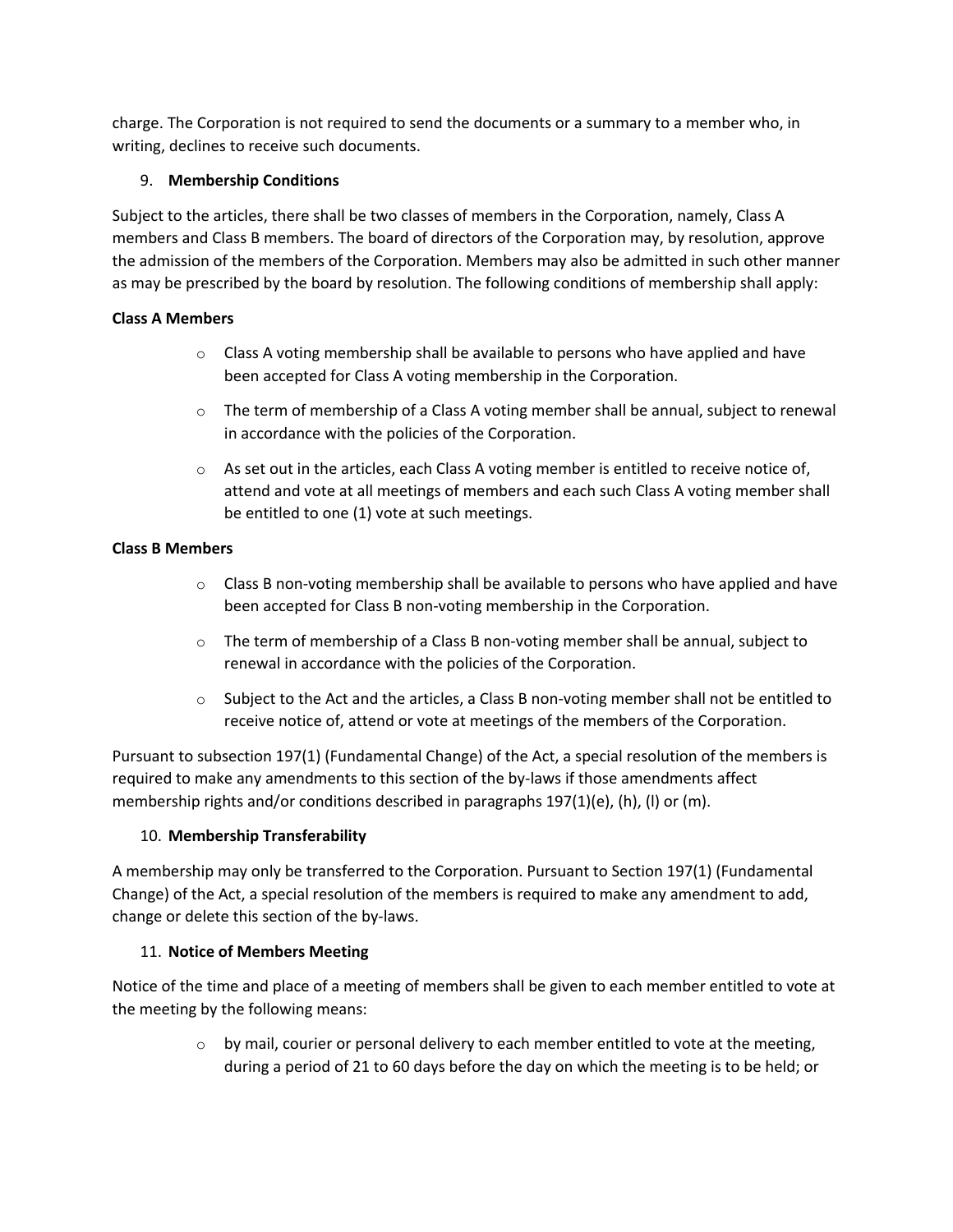charge. The Corporation is not required to send the documents or a summary to a member who, in writing, declines to receive such documents.

9. **Membership Conditions**

Subject to the articles, there shall be two classes of members in the Corporation, namely, Class A members and Class B members. The board of directors of the Corporation may, by resolution, approve the admission of the members of the Corporation. Members may also be admitted in such other manner as may be prescribed by the board by resolution. The following conditions of membership shall apply:

**Class A Members**

- Class A voting membership shall be available to persons who have applied and have been accepted for Class A voting membership in the Corporation.
- The term of membership of a Class A voting member shall be annual, subject to renewal in accordance with the policies of the Corporation.
- As set out in the articles, each Class A voting member is entitled to receive notice of, attend and vote at all meetings of members and each such Class A voting member shall be entitled to one (1) vote at such meetings.

**Class B Members**

- Class B non-voting membership shall be available to persons who have applied and have been accepted for Class B non-voting membership in the Corporation.
- The term of membership of a Class B non-voting member shall be annual, subject to renewal in accordance with the policies of the Corporation.
- Subject to the Act and the articles, a Class B non-voting member shall not be entitled to receive notice of, attend or vote at meetings of the members of the Corporation.

Pursuant to subsection 197(1) (Fundamental Change) of the Act, a special resolution of the members is required to make any amendments to this section of the by-laws if those amendments affect membership rights and/or conditions described in paragraphs 197(1)(e), (h), (l) or (m).

10. **Membership Transferability**

A membership may only be transferred to the Corporation. Pursuant to Section 197(1) (Fundamental Change) of the Act, a special resolution of the members is required to make any amendment to add, change or delete this section of the by-laws.

11. **Notice of Members Meeting**

Notice of the time and place of a meeting of members shall be given to each member entitled to vote at the meeting by the following means:

- by mail, courier or personal delivery to each member entitled to vote at the meeting, during a period of 21 to 60 days before the day on which the meeting is to be held; or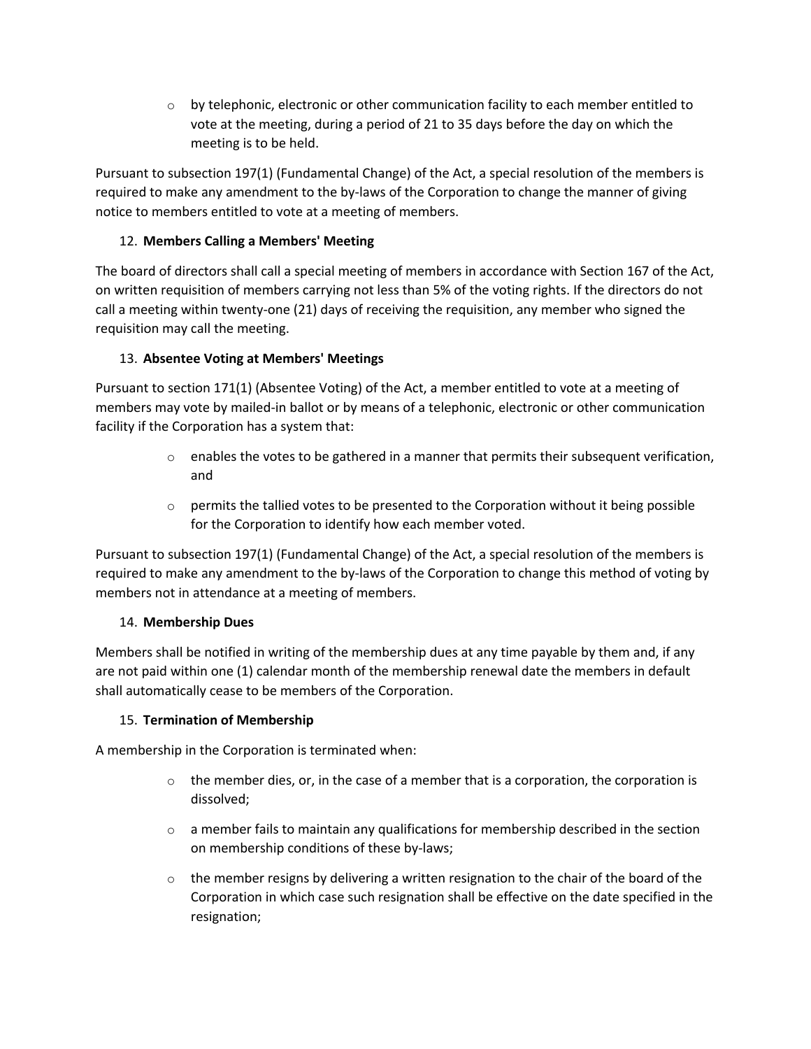- by telephonic, electronic or other communication facility to each member entitled to vote at the meeting, during a period of 21 to 35 days before the day on which the meeting is to be held.

Pursuant to subsection 197(1) (Fundamental Change) of the Act, a special resolution of the members is required to make any amendment to the by-laws of the Corporation to change the manner of giving notice to members entitled to vote at a meeting of members.

12. **Members Calling a Members' Meeting**

The board of directors shall call a special meeting of members in accordance with Section 167 of the Act, on written requisition of members carrying not less than 5% of the voting rights. If the directors do not call a meeting within twenty-one (21) days of receiving the requisition, any member who signed the requisition may call the meeting.

13. **Absentee Voting at Members' Meetings**

Pursuant to section 171(1) (Absentee Voting) of the Act, a member entitled to vote at a meeting of members may vote by mailed-in ballot or by means of a telephonic, electronic or other communication facility if the Corporation has a system that:

- enables the votes to be gathered in a manner that permits their subsequent verification, and
- permits the tallied votes to be presented to the Corporation without it being possible for the Corporation to identify how each member voted.

Pursuant to subsection 197(1) (Fundamental Change) of the Act, a special resolution of the members is required to make any amendment to the by-laws of the Corporation to change this method of voting by members not in attendance at a meeting of members.

14. **Membership Dues**

Members shall be notified in writing of the membership dues at any time payable by them and, if any are not paid within one (1) calendar month of the membership renewal date the members in default shall automatically cease to be members of the Corporation.

15. **Termination of Membership**

A membership in the Corporation is terminated when:

- the member dies, or, in the case of a member that is a corporation, the corporation is dissolved;
- a member fails to maintain any qualifications for membership described in the section on membership conditions of these by-laws;
- the member resigns by delivering a written resignation to the chair of the board of the Corporation in which case such resignation shall be effective on the date specified in the resignation;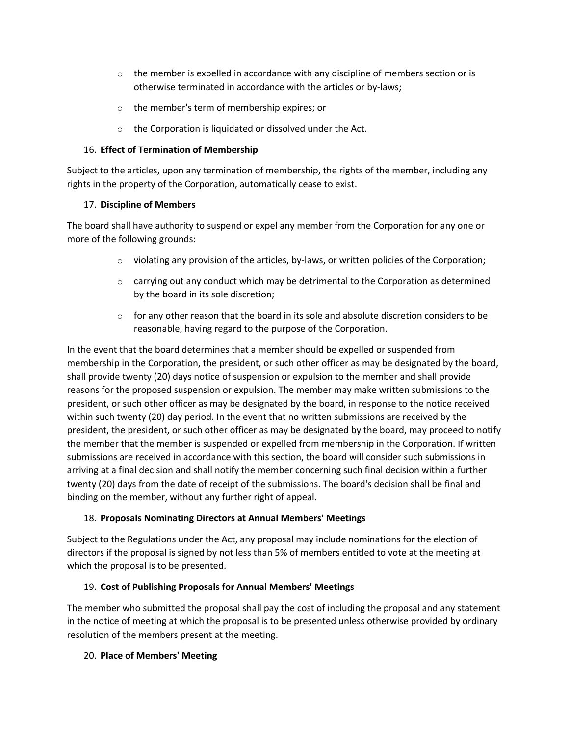- the member is expelled in accordance with any discipline of members section or is otherwise terminated in accordance with the articles or by-laws;
- the member's term of membership expires; or
- the Corporation is liquidated or dissolved under the Act.

16. **Effect of Termination of Membership**

Subject to the articles, upon any termination of membership, the rights of the member, including any rights in the property of the Corporation, automatically cease to exist.

17. **Discipline of Members**

The board shall have authority to suspend or expel any member from the Corporation for any one or more of the following grounds:

- violating any provision of the articles, by-laws, or written policies of the Corporation;
- carrying out any conduct which may be detrimental to the Corporation as determined by the board in its sole discretion;
- for any other reason that the board in its sole and absolute discretion considers to be reasonable, having regard to the purpose of the Corporation.

In the event that the board determines that a member should be expelled or suspended from membership in the Corporation, the president, or such other officer as may be designated by the board, shall provide twenty (20) days notice of suspension or expulsion to the member and shall provide reasons for the proposed suspension or expulsion. The member may make written submissions to the president, or such other officer as may be designated by the board, in response to the notice received within such twenty (20) day period. In the event that no written submissions are received by the president, the president, or such other officer as may be designated by the board, may proceed to notify the member that the member is suspended or expelled from membership in the Corporation. If written submissions are received in accordance with this section, the board will consider such submissions in arriving at a final decision and shall notify the member concerning such final decision within a further twenty (20) days from the date of receipt of the submissions. The board's decision shall be final and binding on the member, without any further right of appeal.

18. **Proposals Nominating Directors at Annual Members' Meetings**

Subject to the Regulations under the Act, any proposal may include nominations for the election of directors if the proposal is signed by not less than 5% of members entitled to vote at the meeting at which the proposal is to be presented.

19. **Cost of Publishing Proposals for Annual Members' Meetings**

The member who submitted the proposal shall pay the cost of including the proposal and any statement in the notice of meeting at which the proposal is to be presented unless otherwise provided by ordinary resolution of the members present at the meeting.

20. **Place of Members' Meeting**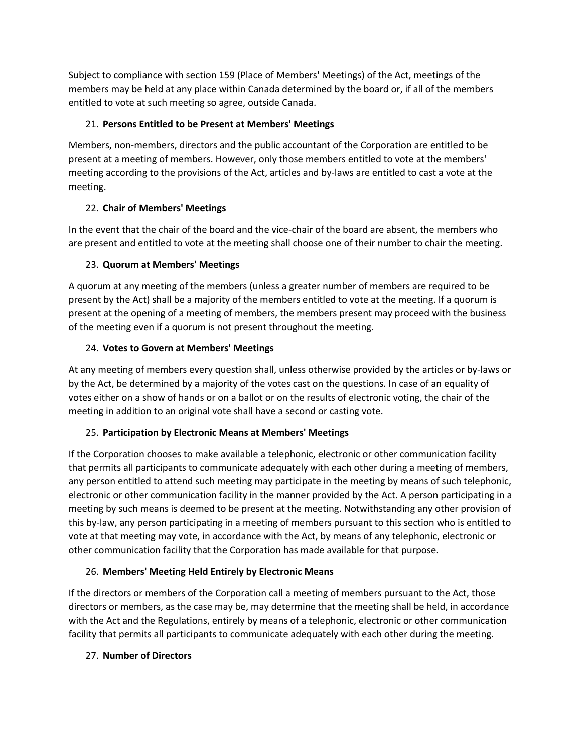Subject to compliance with section 159 (Place of Members' Meetings) of the Act, meetings of the members may be held at any place within Canada determined by the board or, if all of the members entitled to vote at such meeting so agree, outside Canada.

21. **Persons Entitled to be Present at Members' Meetings**

Members, non-members, directors and the public accountant of the Corporation are entitled to be present at a meeting of members. However, only those members entitled to vote at the members' meeting according to the provisions of the Act, articles and by-laws are entitled to cast a vote at the meeting.

22. **Chair of Members' Meetings**

In the event that the chair of the board and the vice-chair of the board are absent, the members who are present and entitled to vote at the meeting shall choose one of their number to chair the meeting.

23. **Quorum at Members' Meetings**

A quorum at any meeting of the members (unless a greater number of members are required to be present by the Act) shall be a majority of the members entitled to vote at the meeting. If a quorum is present at the opening of a meeting of members, the members present may proceed with the business of the meeting even if a quorum is not present throughout the meeting.

24. **Votes to Govern at Members' Meetings**

At any meeting of members every question shall, unless otherwise provided by the articles or by-laws or by the Act, be determined by a majority of the votes cast on the questions. In case of an equality of votes either on a show of hands or on a ballot or on the results of electronic voting, the chair of the meeting in addition to an original vote shall have a second or casting vote.

25. **Participation by Electronic Means at Members' Meetings**

If the Corporation chooses to make available a telephonic, electronic or other communication facility that permits all participants to communicate adequately with each other during a meeting of members, any person entitled to attend such meeting may participate in the meeting by means of such telephonic, electronic or other communication facility in the manner provided by the Act. A person participating in a meeting by such means is deemed to be present at the meeting. Notwithstanding any other provision of this by-law, any person participating in a meeting of members pursuant to this section who is entitled to vote at that meeting may vote, in accordance with the Act, by means of any telephonic, electronic or other communication facility that the Corporation has made available for that purpose.

26. **Members' Meeting Held Entirely by Electronic Means**

If the directors or members of the Corporation call a meeting of members pursuant to the Act, those directors or members, as the case may be, may determine that the meeting shall be held, in accordance with the Act and the Regulations, entirely by means of a telephonic, electronic or other communication facility that permits all participants to communicate adequately with each other during the meeting.

27. **Number of Directors**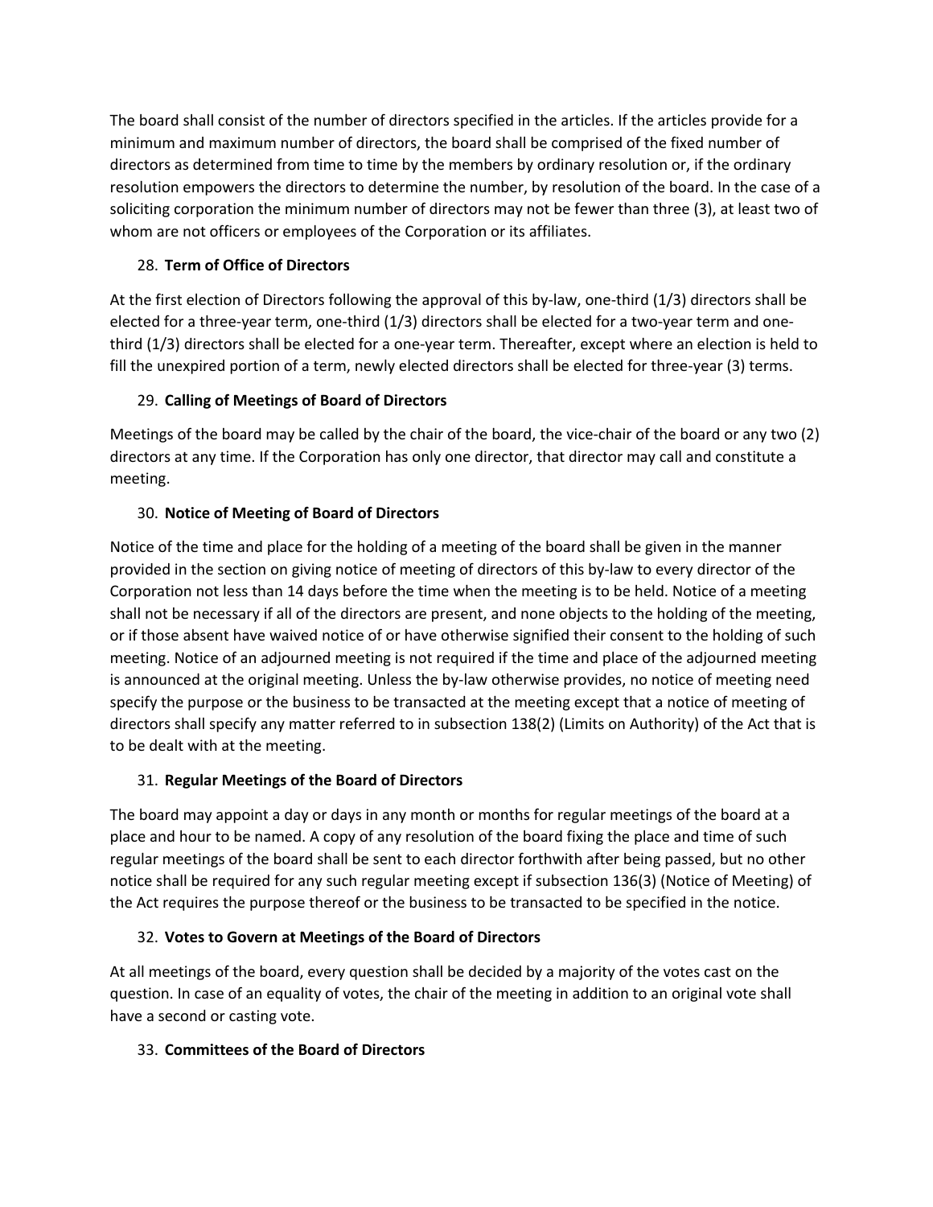The board shall consist of the number of directors specified in the articles. If the articles provide for a minimum and maximum number of directors, the board shall be comprised of the fixed number of directors as determined from time to time by the members by ordinary resolution or, if the ordinary resolution empowers the directors to determine the number, by resolution of the board. In the case of a soliciting corporation the minimum number of directors may not be fewer than three (3), at least two of whom are not officers or employees of the Corporation or its affiliates.

28. **Term of Office of Directors**

At the first election of Directors following the approval of this by-law, one-third (1/3) directors shall be elected for a three-year term, one-third (1/3) directors shall be elected for a two-year term and one-third (1/3) directors shall be elected for a one-year term. Thereafter, except where an election is held to fill the unexpired portion of a term, newly elected directors shall be elected for three-year (3) terms.

29. **Calling of Meetings of Board of Directors**

Meetings of the board may be called by the chair of the board, the vice-chair of the board or any two (2) directors at any time. If the Corporation has only one director, that director may call and constitute a meeting.

30. **Notice of Meeting of Board of Directors**

Notice of the time and place for the holding of a meeting of the board shall be given in the manner provided in the section on giving notice of meeting of directors of this by-law to every director of the Corporation not less than 14 days before the time when the meeting is to be held. Notice of a meeting shall not be necessary if all of the directors are present, and none objects to the holding of the meeting, or if those absent have waived notice of or have otherwise signified their consent to the holding of such meeting. Notice of an adjourned meeting is not required if the time and place of the adjourned meeting is announced at the original meeting. Unless the by-law otherwise provides, no notice of meeting need specify the purpose or the business to be transacted at the meeting except that a notice of meeting of directors shall specify any matter referred to in subsection 138(2) (Limits on Authority) of the Act that is to be dealt with at the meeting.

31. **Regular Meetings of the Board of Directors**

The board may appoint a day or days in any month or months for regular meetings of the board at a place and hour to be named. A copy of any resolution of the board fixing the place and time of such regular meetings of the board shall be sent to each director forthwith after being passed, but no other notice shall be required for any such regular meeting except if subsection 136(3) (Notice of Meeting) of the Act requires the purpose thereof or the business to be transacted to be specified in the notice.

32. **Votes to Govern at Meetings of the Board of Directors**

At all meetings of the board, every question shall be decided by a majority of the votes cast on the question. In case of an equality of votes, the chair of the meeting in addition to an original vote shall have a second or casting vote.

33. **Committees of the Board of Directors**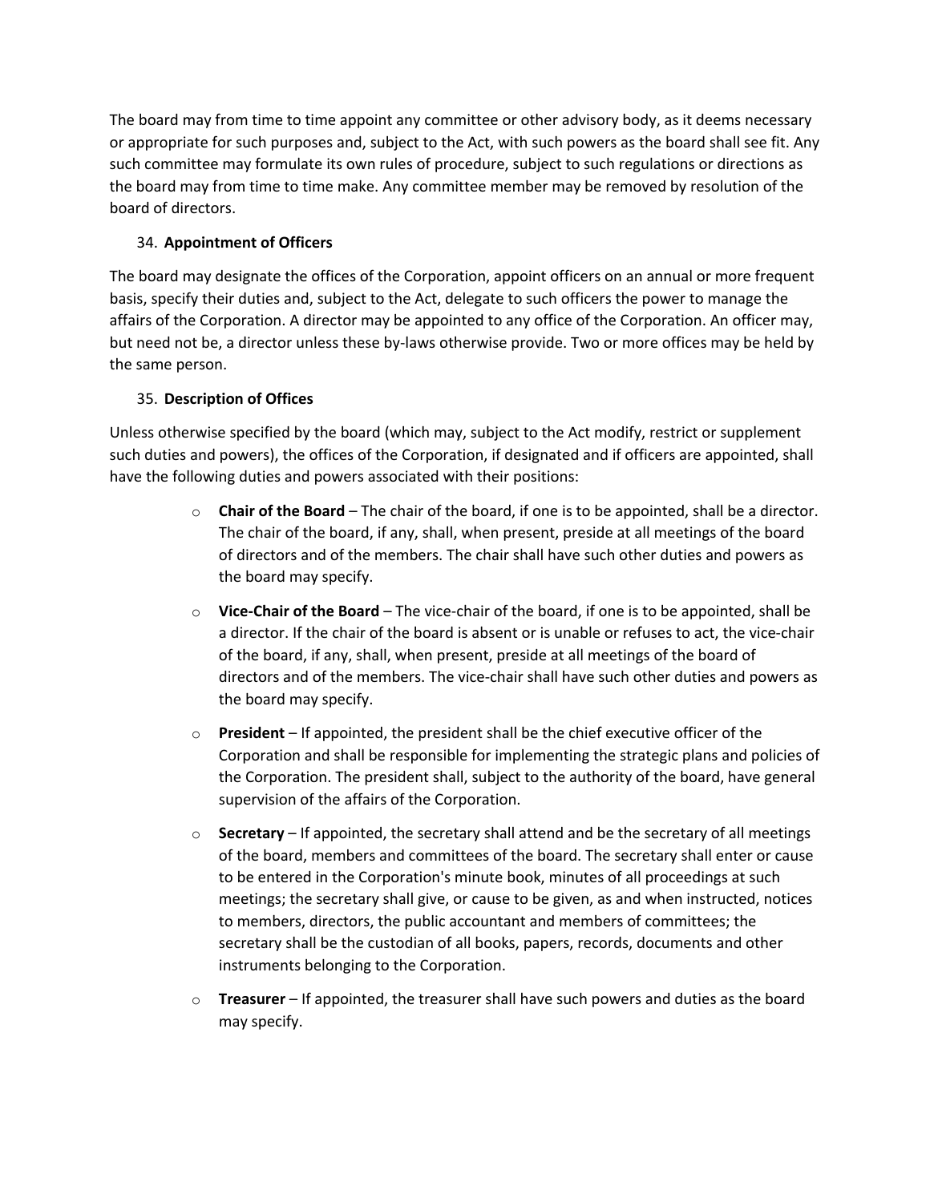The board may from time to time appoint any committee or other advisory body, as it deems necessary or appropriate for such purposes and, subject to the Act, with such powers as the board shall see fit. Any such committee may formulate its own rules of procedure, subject to such regulations or directions as the board may from time to time make. Any committee member may be removed by resolution of the board of directors.

34. **Appointment of Officers**

The board may designate the offices of the Corporation, appoint officers on an annual or more frequent basis, specify their duties and, subject to the Act, delegate to such officers the power to manage the affairs of the Corporation. A director may be appointed to any office of the Corporation. An officer may, but need not be, a director unless these by-laws otherwise provide. Two or more offices may be held by the same person.

35. **Description of Offices**

Unless otherwise specified by the board (which may, subject to the Act modify, restrict or supplement such duties and powers), the offices of the Corporation, if designated and if officers are appointed, shall have the following duties and powers associated with their positions:

- **Chair of the Board** – The chair of the board, if one is to be appointed, shall be a director. The chair of the board, if any, shall, when present, preside at all meetings of the board of directors and of the members. The chair shall have such other duties and powers as the board may specify.
- **Vice-Chair of the Board** – The vice-chair of the board, if one is to be appointed, shall be a director. If the chair of the board is absent or is unable or refuses to act, the vice-chair of the board, if any, shall, when present, preside at all meetings of the board of directors and of the members. The vice-chair shall have such other duties and powers as the board may specify.
- **President** – If appointed, the president shall be the chief executive officer of the Corporation and shall be responsible for implementing the strategic plans and policies of the Corporation. The president shall, subject to the authority of the board, have general supervision of the affairs of the Corporation.
- **Secretary** – If appointed, the secretary shall attend and be the secretary of all meetings of the board, members and committees of the board. The secretary shall enter or cause to be entered in the Corporation's minute book, minutes of all proceedings at such meetings; the secretary shall give, or cause to be given, as and when instructed, notices to members, directors, the public accountant and members of committees; the secretary shall be the custodian of all books, papers, records, documents and other instruments belonging to the Corporation.
- **Treasurer** – If appointed, the treasurer shall have such powers and duties as the board may specify.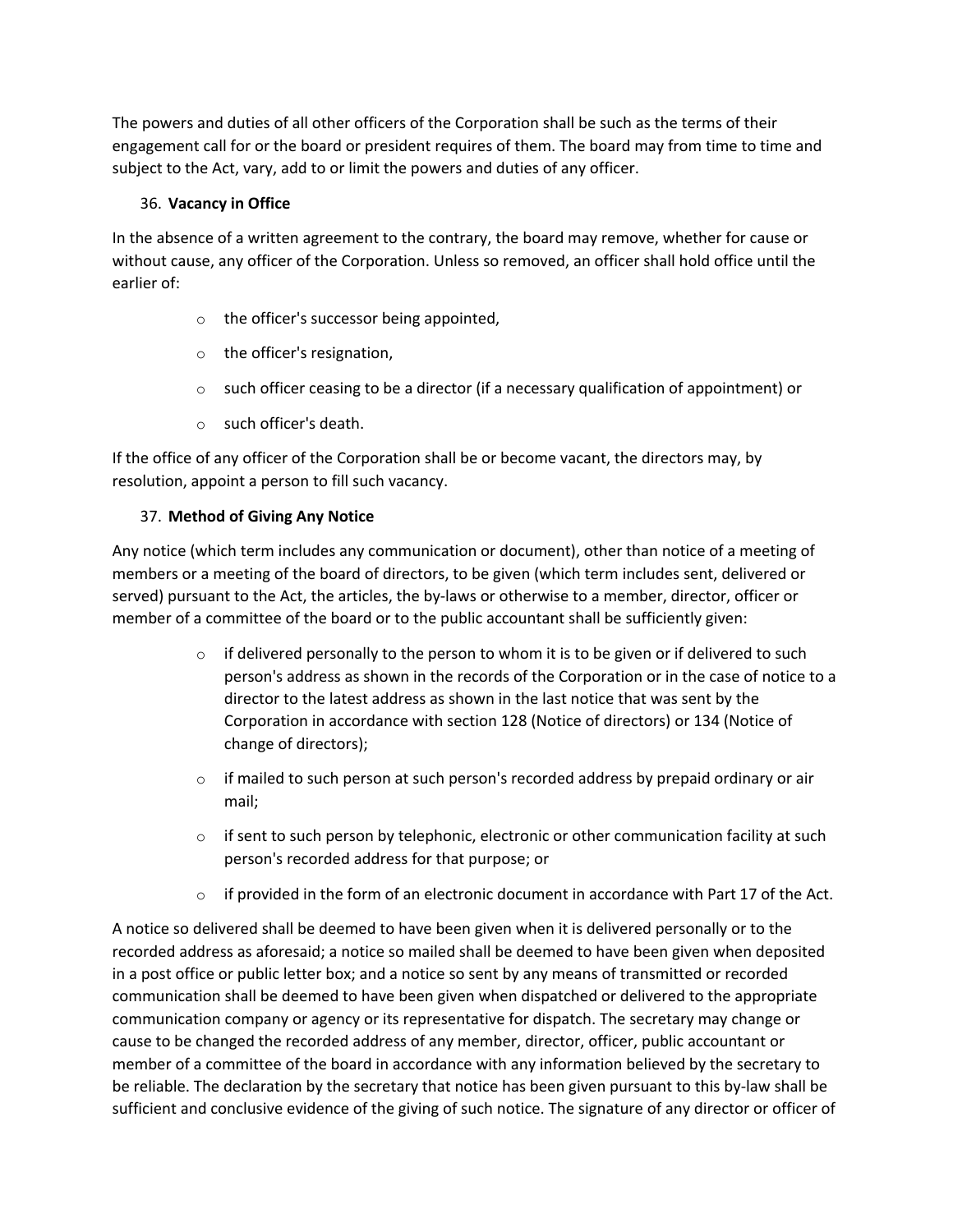The powers and duties of all other officers of the Corporation shall be such as the terms of their engagement call for or the board or president requires of them. The board may from time to time and subject to the Act, vary, add to or limit the powers and duties of any officer.

36. **Vacancy in Office**

In the absence of a written agreement to the contrary, the board may remove, whether for cause or without cause, any officer of the Corporation. Unless so removed, an officer shall hold office until the earlier of:

- the officer's successor being appointed,
- the officer's resignation,
- such officer ceasing to be a director (if a necessary qualification of appointment) or
- such officer's death.

If the office of any officer of the Corporation shall be or become vacant, the directors may, by resolution, appoint a person to fill such vacancy.

37. **Method of Giving Any Notice**

Any notice (which term includes any communication or document), other than notice of a meeting of members or a meeting of the board of directors, to be given (which term includes sent, delivered or served) pursuant to the Act, the articles, the by-laws or otherwise to a member, director, officer or member of a committee of the board or to the public accountant shall be sufficiently given:

- if delivered personally to the person to whom it is to be given or if delivered to such person's address as shown in the records of the Corporation or in the case of notice to a director to the latest address as shown in the last notice that was sent by the Corporation in accordance with section 128 (Notice of directors) or 134 (Notice of change of directors);
- if mailed to such person at such person's recorded address by prepaid ordinary or air mail;
- if sent to such person by telephonic, electronic or other communication facility at such person's recorded address for that purpose; or
- if provided in the form of an electronic document in accordance with Part 17 of the Act.

A notice so delivered shall be deemed to have been given when it is delivered personally or to the recorded address as aforesaid; a notice so mailed shall be deemed to have been given when deposited in a post office or public letter box; and a notice so sent by any means of transmitted or recorded communication shall be deemed to have been given when dispatched or delivered to the appropriate communication company or agency or its representative for dispatch. The secretary may change or cause to be changed the recorded address of any member, director, officer, public accountant or member of a committee of the board in accordance with any information believed by the secretary to be reliable. The declaration by the secretary that notice has been given pursuant to this by-law shall be sufficient and conclusive evidence of the giving of such notice. The signature of any director or officer of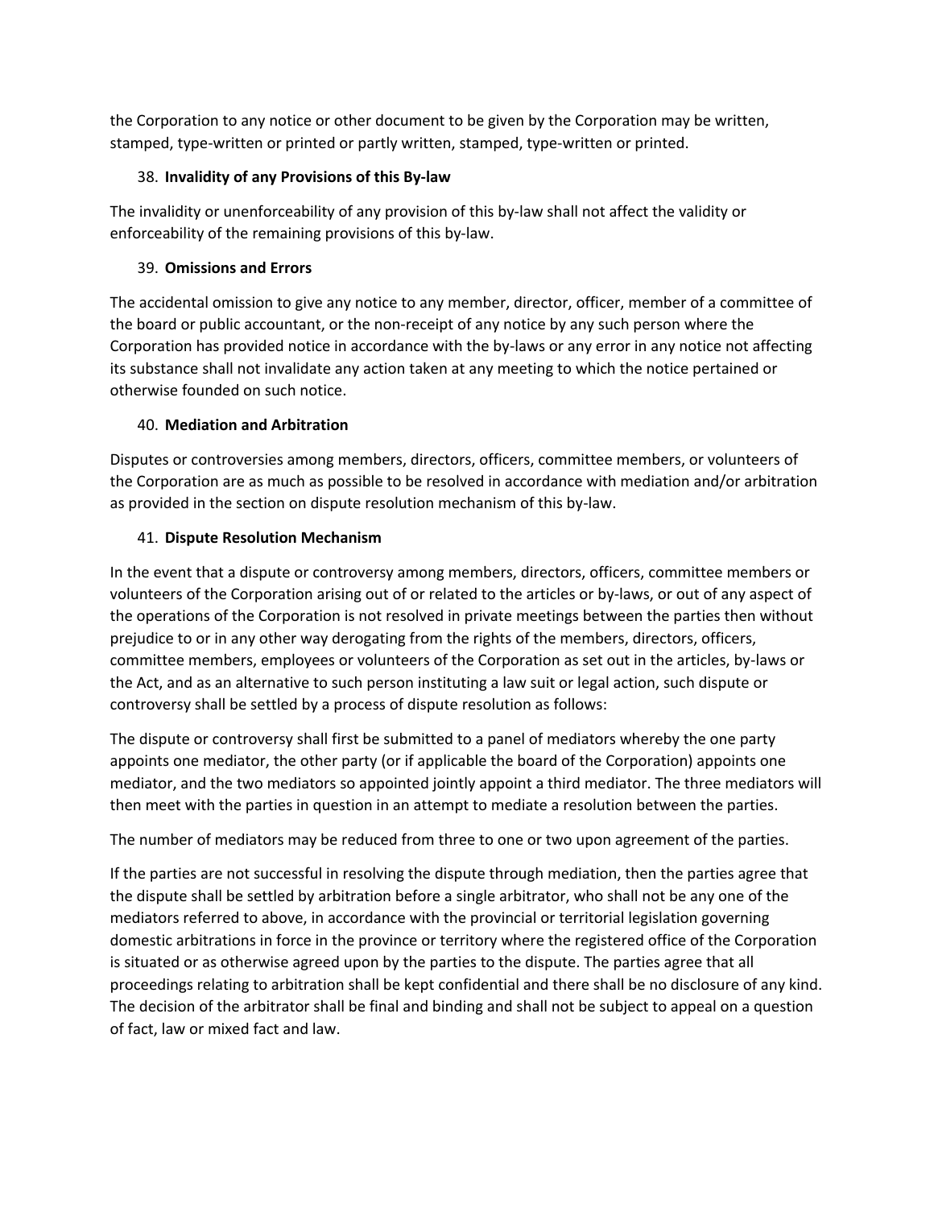the Corporation to any notice or other document to be given by the Corporation may be written, stamped, type-written or printed or partly written, stamped, type-written or printed.

### 38. Invalidity of any Provisions of this By-law

The invalidity or unenforceability of any provision of this by-law shall not affect the validity or enforceability of the remaining provisions of this by-law.

### 39. Omissions and Errors

The accidental omission to give any notice to any member, director, officer, member of a committee of the board or public accountant, or the non-receipt of any notice by any such person where the Corporation has provided notice in accordance with the by-laws or any error in any notice not affecting its substance shall not invalidate any action taken at any meeting to which the notice pertained or otherwise founded on such notice.

### 40. Mediation and Arbitration

Disputes or controversies among members, directors, officers, committee members, or volunteers of the Corporation are as much as possible to be resolved in accordance with mediation and/or arbitration as provided in the section on dispute resolution mechanism of this by-law.

### 41. Dispute Resolution Mechanism

In the event that a dispute or controversy among members, directors, officers, committee members or volunteers of the Corporation arising out of or related to the articles or by-laws, or out of any aspect of the operations of the Corporation is not resolved in private meetings between the parties then without prejudice to or in any other way derogating from the rights of the members, directors, officers, committee members, employees or volunteers of the Corporation as set out in the articles, by-laws or the Act, and as an alternative to such person instituting a law suit or legal action, such dispute or controversy shall be settled by a process of dispute resolution as follows:

The dispute or controversy shall first be submitted to a panel of mediators whereby the one party appoints one mediator, the other party (or if applicable the board of the Corporation) appoints one mediator, and the two mediators so appointed jointly appoint a third mediator. The three mediators will then meet with the parties in question in an attempt to mediate a resolution between the parties.

The number of mediators may be reduced from three to one or two upon agreement of the parties.

If the parties are not successful in resolving the dispute through mediation, then the parties agree that the dispute shall be settled by arbitration before a single arbitrator, who shall not be any one of the mediators referred to above, in accordance with the provincial or territorial legislation governing domestic arbitrations in force in the province or territory where the registered office of the Corporation is situated or as otherwise agreed upon by the parties to the dispute. The parties agree that all proceedings relating to arbitration shall be kept confidential and there shall be no disclosure of any kind. The decision of the arbitrator shall be final and binding and shall not be subject to appeal on a question of fact, law or mixed fact and law.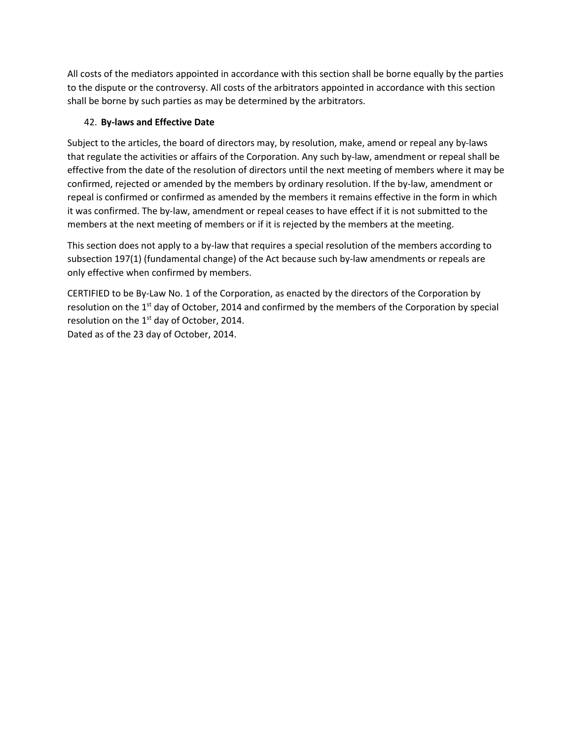All costs of the mediators appointed in accordance with this section shall be borne equally by the parties to the dispute or the controversy. All costs of the arbitrators appointed in accordance with this section shall be borne by such parties as may be determined by the arbitrators.

42. **By-laws and Effective Date**

Subject to the articles, the board of directors may, by resolution, make, amend or repeal any by-laws that regulate the activities or affairs of the Corporation. Any such by-law, amendment or repeal shall be effective from the date of the resolution of directors until the next meeting of members where it may be confirmed, rejected or amended by the members by ordinary resolution. If the by-law, amendment or repeal is confirmed or confirmed as amended by the members it remains effective in the form in which it was confirmed. The by-law, amendment or repeal ceases to have effect if it is not submitted to the members at the next meeting of members or if it is rejected by the members at the meeting.

This section does not apply to a by-law that requires a special resolution of the members according to subsection 197(1) (fundamental change) of the Act because such by-law amendments or repeals are only effective when confirmed by members.

CERTIFIED to be By-Law No. 1 of the Corporation, as enacted by the directors of the Corporation by resolution on the 1st day of October, 2014 and confirmed by the members of the Corporation by special resolution on the 1st day of October, 2014.
Dated as of the 23 day of October, 2014.